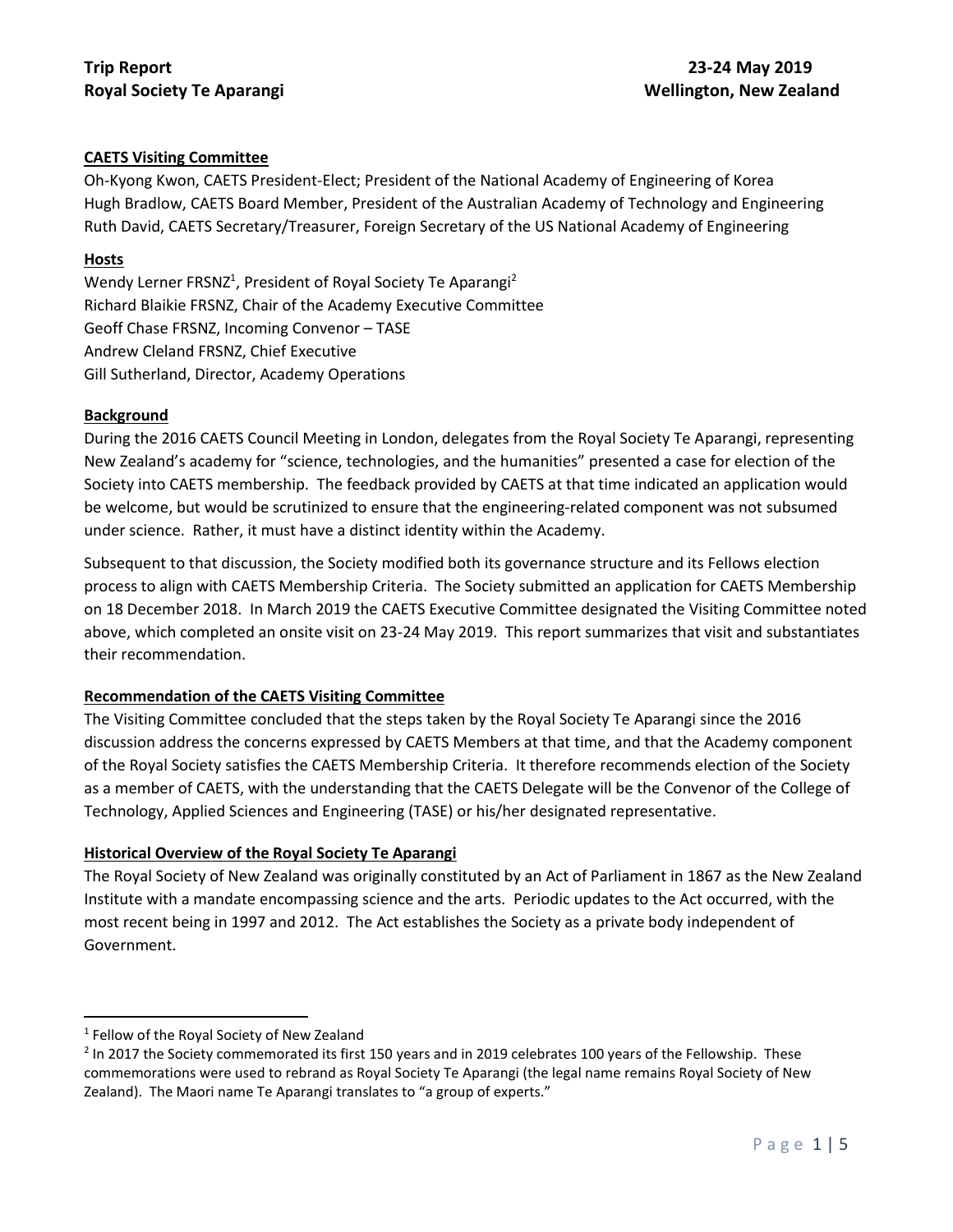**Trip Report** **23-24 May 2019**
**Royal Society Te Aparangi** **Wellington, New Zealand**

## CAETS Visiting Committee

Oh-Kyong Kwon, CAETS President-Elect; President of the National Academy of Engineering of Korea
Hugh Bradlow, CAETS Board Member, President of the Australian Academy of Technology and Engineering
Ruth David, CAETS Secretary/Treasurer, Foreign Secretary of the US National Academy of Engineering

## Hosts

Wendy Lerner FRSNZ[1], President of Royal Society Te Aparangi[2]
Richard Blaikie FRSNZ, Chair of the Academy Executive Committee
Geoff Chase FRSNZ, Incoming Convenor – TASE
Andrew Cleland FRSNZ, Chief Executive
Gill Sutherland, Director, Academy Operations

## Background

During the 2016 CAETS Council Meeting in London, delegates from the Royal Society Te Aparangi, representing New Zealand's academy for "science, technologies, and the humanities" presented a case for election of the Society into CAETS membership. The feedback provided by CAETS at that time indicated an application would be welcome, but would be scrutinized to ensure that the engineering-related component was not subsumed under science. Rather, it must have a distinct identity within the Academy.

Subsequent to that discussion, the Society modified both its governance structure and its Fellows election process to align with CAETS Membership Criteria. The Society submitted an application for CAETS Membership on 18 December 2018. In March 2019 the CAETS Executive Committee designated the Visiting Committee noted above, which completed an onsite visit on 23-24 May 2019. This report summarizes that visit and substantiates their recommendation.

## Recommendation of the CAETS Visiting Committee

The Visiting Committee concluded that the steps taken by the Royal Society Te Aparangi since the 2016 discussion address the concerns expressed by CAETS Members at that time, and that the Academy component of the Royal Society satisfies the CAETS Membership Criteria. It therefore recommends election of the Society as a member of CAETS, with the understanding that the CAETS Delegate will be the Convenor of the College of Technology, Applied Sciences and Engineering (TASE) or his/her designated representative.

## Historical Overview of the Royal Society Te Aparangi

The Royal Society of New Zealand was originally constituted by an Act of Parliament in 1867 as the New Zealand Institute with a mandate encompassing science and the arts. Periodic updates to the Act occurred, with the most recent being in 1997 and 2012. The Act establishes the Society as a private body independent of Government.

---

[1] Fellow of the Royal Society of New Zealand

[2] In 2017 the Society commemorated its first 150 years and in 2019 celebrates 100 years of the Fellowship. These commemorations were used to rebrand as Royal Society Te Aparangi (the legal name remains Royal Society of New Zealand). The Maori name Te Aparangi translates to "a group of experts."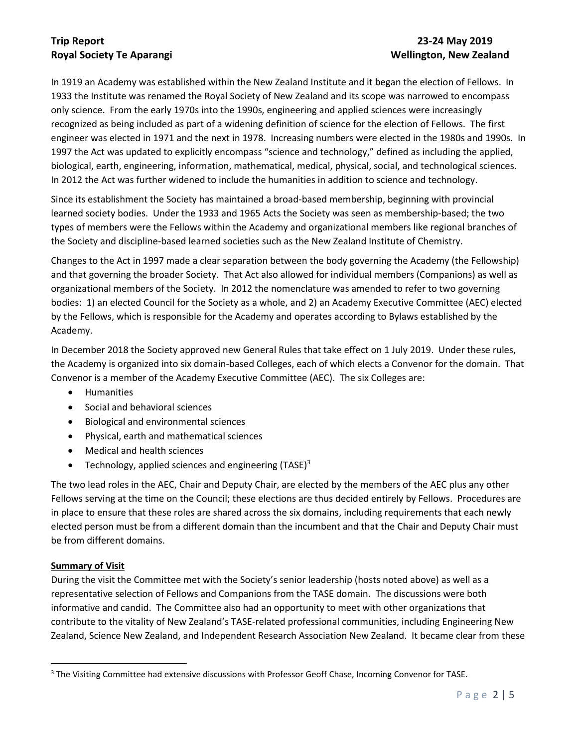In 1919 an Academy was established within the New Zealand Institute and it began the election of Fellows. In 1933 the Institute was renamed the Royal Society of New Zealand and its scope was narrowed to encompass only science. From the early 1970s into the 1990s, engineering and applied sciences were increasingly recognized as being included as part of a widening definition of science for the election of Fellows. The first engineer was elected in 1971 and the next in 1978. Increasing numbers were elected in the 1980s and 1990s. In 1997 the Act was updated to explicitly encompass "science and technology," defined as including the applied, biological, earth, engineering, information, mathematical, medical, physical, social, and technological sciences. In 2012 the Act was further widened to include the humanities in addition to science and technology.

Since its establishment the Society has maintained a broad-based membership, beginning with provincial learned society bodies. Under the 1933 and 1965 Acts the Society was seen as membership-based; the two types of members were the Fellows within the Academy and organizational members like regional branches of the Society and discipline-based learned societies such as the New Zealand Institute of Chemistry.

Changes to the Act in 1997 made a clear separation between the body governing the Academy (the Fellowship) and that governing the broader Society. That Act also allowed for individual members (Companions) as well as organizational members of the Society. In 2012 the nomenclature was amended to refer to two governing bodies: 1) an elected Council for the Society as a whole, and 2) an Academy Executive Committee (AEC) elected by the Fellows, which is responsible for the Academy and operates according to Bylaws established by the Academy.

In December 2018 the Society approved new General Rules that take effect on 1 July 2019. Under these rules, the Academy is organized into six domain-based Colleges, each of which elects a Convenor for the domain. That Convenor is a member of the Academy Executive Committee (AEC). The six Colleges are:

- Humanities
- Social and behavioral sciences
- Biological and environmental sciences
- Physical, earth and mathematical sciences
- Medical and health sciences
- Technology, applied sciences and engineering (TASE)[3]

The two lead roles in the AEC, Chair and Deputy Chair, are elected by the members of the AEC plus any other Fellows serving at the time on the Council; these elections are thus decided entirely by Fellows. Procedures are in place to ensure that these roles are shared across the six domains, including requirements that each newly elected person must be from a different domain than the incumbent and that the Chair and Deputy Chair must be from different domains.

**Summary of Visit**

During the visit the Committee met with the Society's senior leadership (hosts noted above) as well as a representative selection of Fellows and Companions from the TASE domain. The discussions were both informative and candid. The Committee also had an opportunity to meet with other organizations that contribute to the vitality of New Zealand's TASE-related professional communities, including Engineering New Zealand, Science New Zealand, and Independent Research Association New Zealand. It became clear from these

[3] The Visiting Committee had extensive discussions with Professor Geoff Chase, Incoming Convenor for TASE.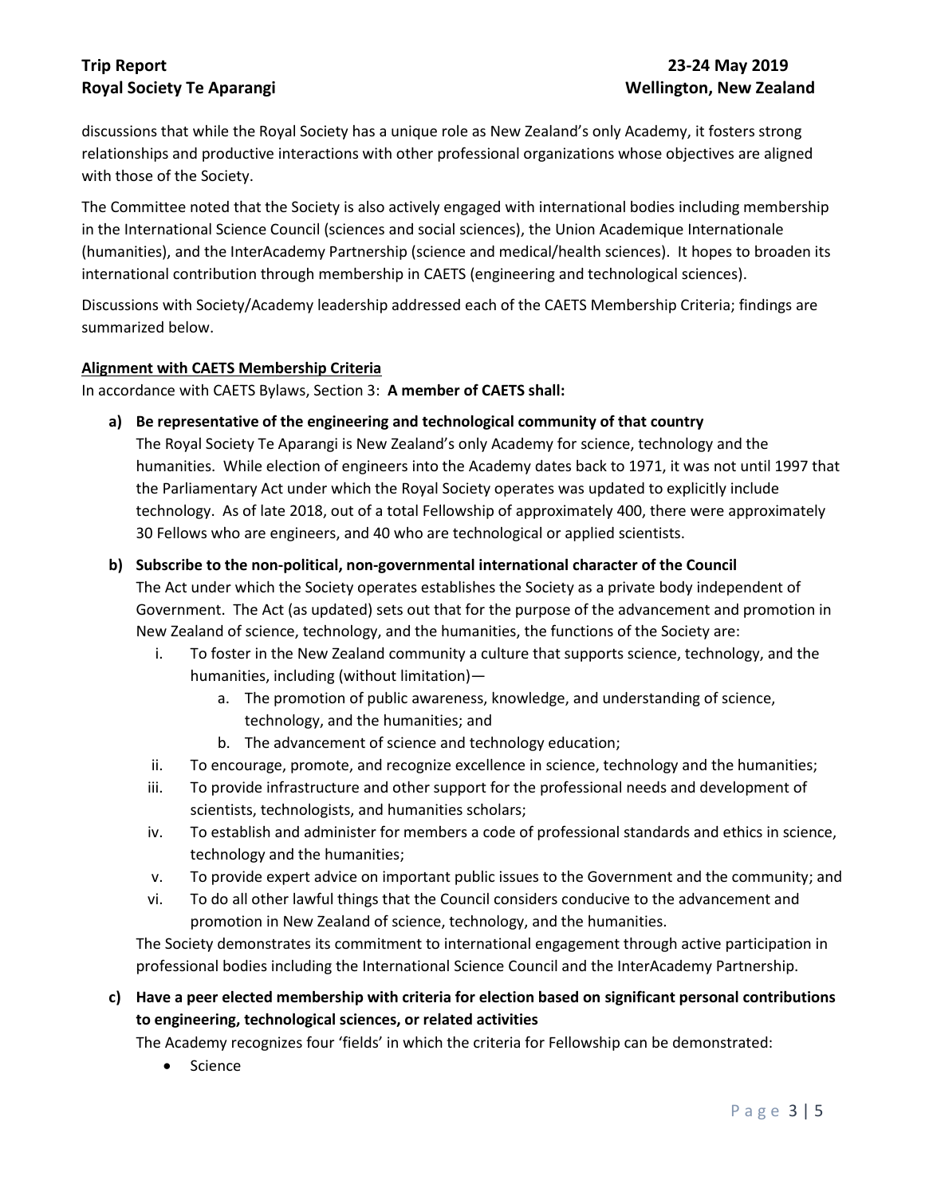discussions that while the Royal Society has a unique role as New Zealand's only Academy, it fosters strong relationships and productive interactions with other professional organizations whose objectives are aligned with those of the Society.

The Committee noted that the Society is also actively engaged with international bodies including membership in the International Science Council (sciences and social sciences), the Union Academique Internationale (humanities), and the InterAcademy Partnership (science and medical/health sciences). It hopes to broaden its international contribution through membership in CAETS (engineering and technological sciences).

Discussions with Society/Academy leadership addressed each of the CAETS Membership Criteria; findings are summarized below.

**Alignment with CAETS Membership Criteria**

In accordance with CAETS Bylaws, Section 3: **A member of CAETS shall:**

a) **Be representative of the engineering and technological community of that country**
   The Royal Society Te Aparangi is New Zealand's only Academy for science, technology and the humanities. While election of engineers into the Academy dates back to 1971, it was not until 1997 that the Parliamentary Act under which the Royal Society operates was updated to explicitly include technology. As of late 2018, out of a total Fellowship of approximately 400, there were approximately 30 Fellows who are engineers, and 40 who are technological or applied scientists.

b) **Subscribe to the non-political, non-governmental international character of the Council**
   The Act under which the Society operates establishes the Society as a private body independent of Government. The Act (as updated) sets out that for the purpose of the advancement and promotion in New Zealand of science, technology, and the humanities, the functions of the Society are:
   i. To foster in the New Zealand community a culture that supports science, technology, and the humanities, including (without limitation)—
      a. The promotion of public awareness, knowledge, and understanding of science, technology, and the humanities; and
      b. The advancement of science and technology education;
   ii. To encourage, promote, and recognize excellence in science, technology and the humanities;
   iii. To provide infrastructure and other support for the professional needs and development of scientists, technologists, and humanities scholars;
   iv. To establish and administer for members a code of professional standards and ethics in science, technology and the humanities;
   v. To provide expert advice on important public issues to the Government and the community; and
   vi. To do all other lawful things that the Council considers conducive to the advancement and promotion in New Zealand of science, technology, and the humanities.

   The Society demonstrates its commitment to international engagement through active participation in professional bodies including the International Science Council and the InterAcademy Partnership.

c) **Have a peer elected membership with criteria for election based on significant personal contributions to engineering, technological sciences, or related activities**
   The Academy recognizes four 'fields' in which the criteria for Fellowship can be demonstrated:
   - Science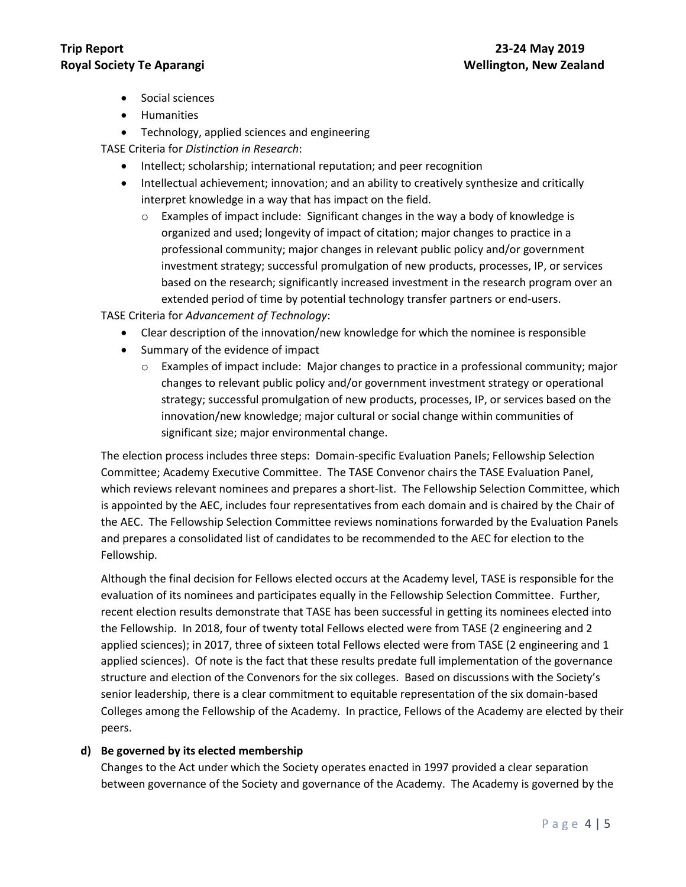- Social sciences
- Humanities
- Technology, applied sciences and engineering

TASE Criteria for *Distinction in Research*:

- Intellect; scholarship; international reputation; and peer recognition
- Intellectual achievement; innovation; and an ability to creatively synthesize and critically interpret knowledge in a way that has impact on the field.
    - Examples of impact include: Significant changes in the way a body of knowledge is organized and used; longevity of impact of citation; major changes to practice in a professional community; major changes in relevant public policy and/or government investment strategy; successful promulgation of new products, processes, IP, or services based on the research; significantly increased investment in the research program over an extended period of time by potential technology transfer partners or end-users.

TASE Criteria for *Advancement of Technology*:

- Clear description of the innovation/new knowledge for which the nominee is responsible
- Summary of the evidence of impact
    - Examples of impact include: Major changes to practice in a professional community; major changes to relevant public policy and/or government investment strategy or operational strategy; successful promulgation of new products, processes, IP, or services based on the innovation/new knowledge; major cultural or social change within communities of significant size; major environmental change.

The election process includes three steps: Domain-specific Evaluation Panels; Fellowship Selection Committee; Academy Executive Committee. The TASE Convenor chairs the TASE Evaluation Panel, which reviews relevant nominees and prepares a short-list. The Fellowship Selection Committee, which is appointed by the AEC, includes four representatives from each domain and is chaired by the Chair of the AEC. The Fellowship Selection Committee reviews nominations forwarded by the Evaluation Panels and prepares a consolidated list of candidates to be recommended to the AEC for election to the Fellowship.

Although the final decision for Fellows elected occurs at the Academy level, TASE is responsible for the evaluation of its nominees and participates equally in the Fellowship Selection Committee. Further, recent election results demonstrate that TASE has been successful in getting its nominees elected into the Fellowship. In 2018, four of twenty total Fellows elected were from TASE (2 engineering and 2 applied sciences); in 2017, three of sixteen total Fellows elected were from TASE (2 engineering and 1 applied sciences). Of note is the fact that these results predate full implementation of the governance structure and election of the Convenors for the six colleges. Based on discussions with the Society's senior leadership, there is a clear commitment to equitable representation of the six domain-based Colleges among the Fellowship of the Academy. In practice, Fellows of the Academy are elected by their peers.

**d) Be governed by its elected membership**

Changes to the Act under which the Society operates enacted in 1997 provided a clear separation between governance of the Society and governance of the Academy. The Academy is governed by the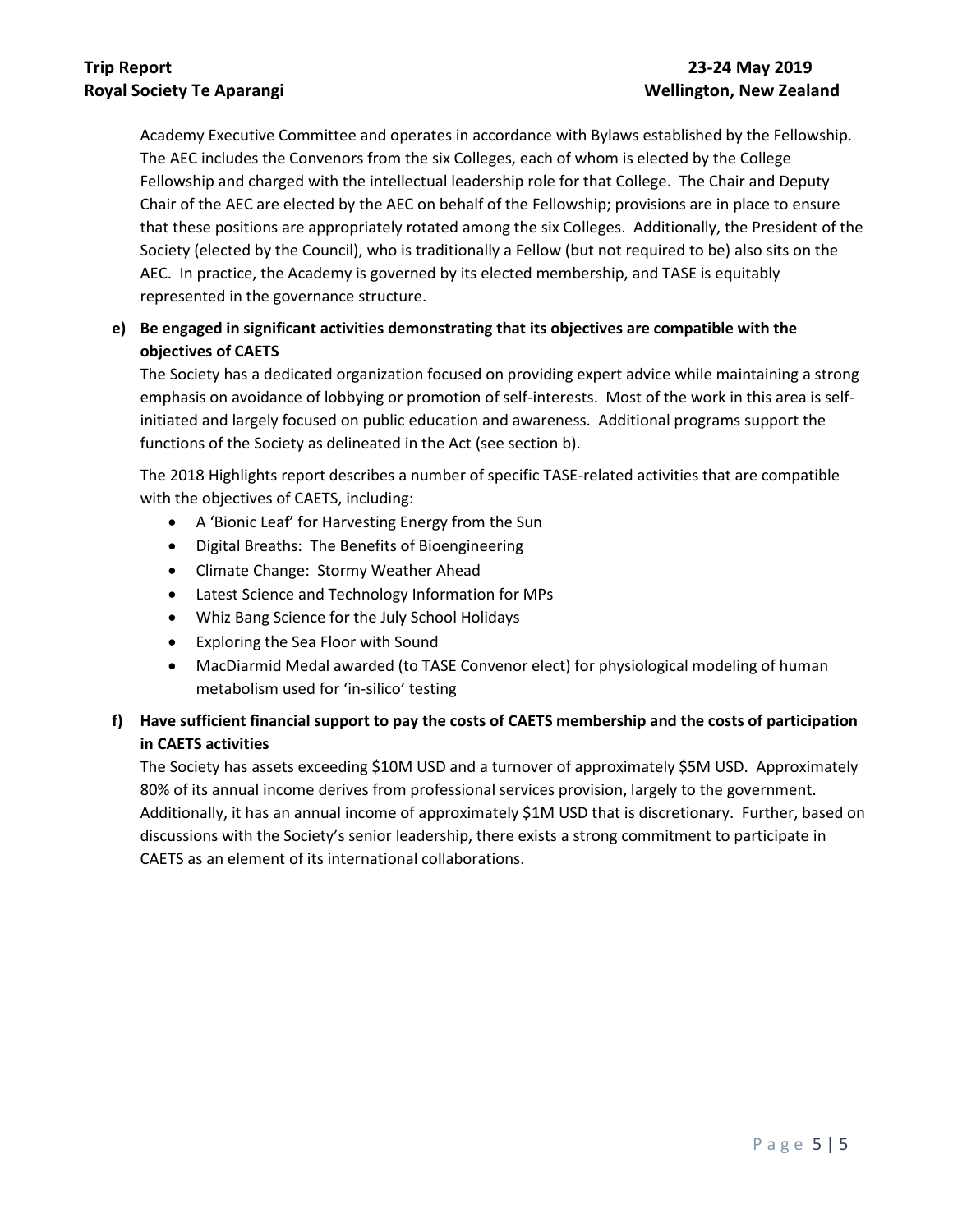Academy Executive Committee and operates in accordance with Bylaws established by the Fellowship. The AEC includes the Convenors from the six Colleges, each of whom is elected by the College Fellowship and charged with the intellectual leadership role for that College. The Chair and Deputy Chair of the AEC are elected by the AEC on behalf of the Fellowship; provisions are in place to ensure that these positions are appropriately rotated among the six Colleges. Additionally, the President of the Society (elected by the Council), who is traditionally a Fellow (but not required to be) also sits on the AEC. In practice, the Academy is governed by its elected membership, and TASE is equitably represented in the governance structure.

**e) Be engaged in significant activities demonstrating that its objectives are compatible with the objectives of CAETS**

The Society has a dedicated organization focused on providing expert advice while maintaining a strong emphasis on avoidance of lobbying or promotion of self-interests. Most of the work in this area is self-initiated and largely focused on public education and awareness. Additional programs support the functions of the Society as delineated in the Act (see section b).

The 2018 Highlights report describes a number of specific TASE-related activities that are compatible with the objectives of CAETS, including:

- A 'Bionic Leaf' for Harvesting Energy from the Sun
- Digital Breaths: The Benefits of Bioengineering
- Climate Change: Stormy Weather Ahead
- Latest Science and Technology Information for MPs
- Whiz Bang Science for the July School Holidays
- Exploring the Sea Floor with Sound
- MacDiarmid Medal awarded (to TASE Convenor elect) for physiological modeling of human metabolism used for 'in-silico' testing

**f) Have sufficient financial support to pay the costs of CAETS membership and the costs of participation in CAETS activities**

The Society has assets exceeding $10M USD and a turnover of approximately $5M USD. Approximately 80% of its annual income derives from professional services provision, largely to the government. Additionally, it has an annual income of approximately $1M USD that is discretionary. Further, based on discussions with the Society's senior leadership, there exists a strong commitment to participate in CAETS as an element of its international collaborations.